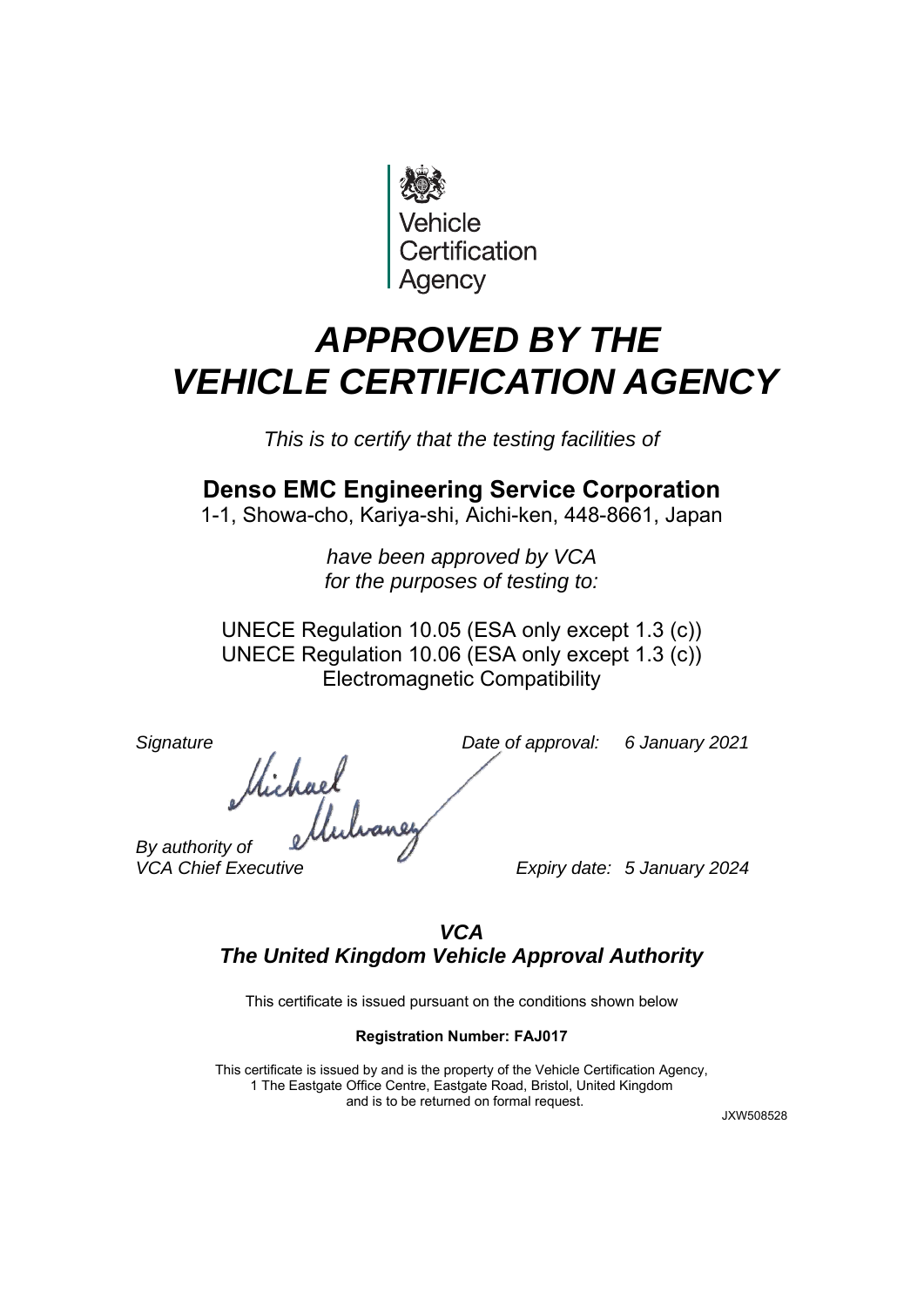Vehicle
Certification
Agency

# *APPROVED BY THE VEHICLE CERTIFICATION AGENCY*

*This is to certify that the testing facilities of*

## Denso EMC Engineering Service Corporation

1-1, Showa-cho, Kariya-shi, Aichi-ken, 448-8661, Japan

*have been approved by VCA*
*for the purposes of testing to:*

UNECE Regulation 10.05 (ESA only except 1.3 (c))
UNECE Regulation 10.06 (ESA only except 1.3 (c))
Electromagnetic Compatibility

*Signature* *Date of approval:* *6 January 2021*

*By authority of*
*VCA Chief Executive* *Expiry date:* *5 January 2024*

***VCA***
***The United Kingdom Vehicle Approval Authority***

This certificate is issued pursuant on the conditions shown below

**Registration Number: FAJ017**

This certificate is issued by and is the property of the Vehicle Certification Agency,
1 The Eastgate Office Centre, Eastgate Road, Bristol, United Kingdom
and is to be returned on formal request.

JXW508528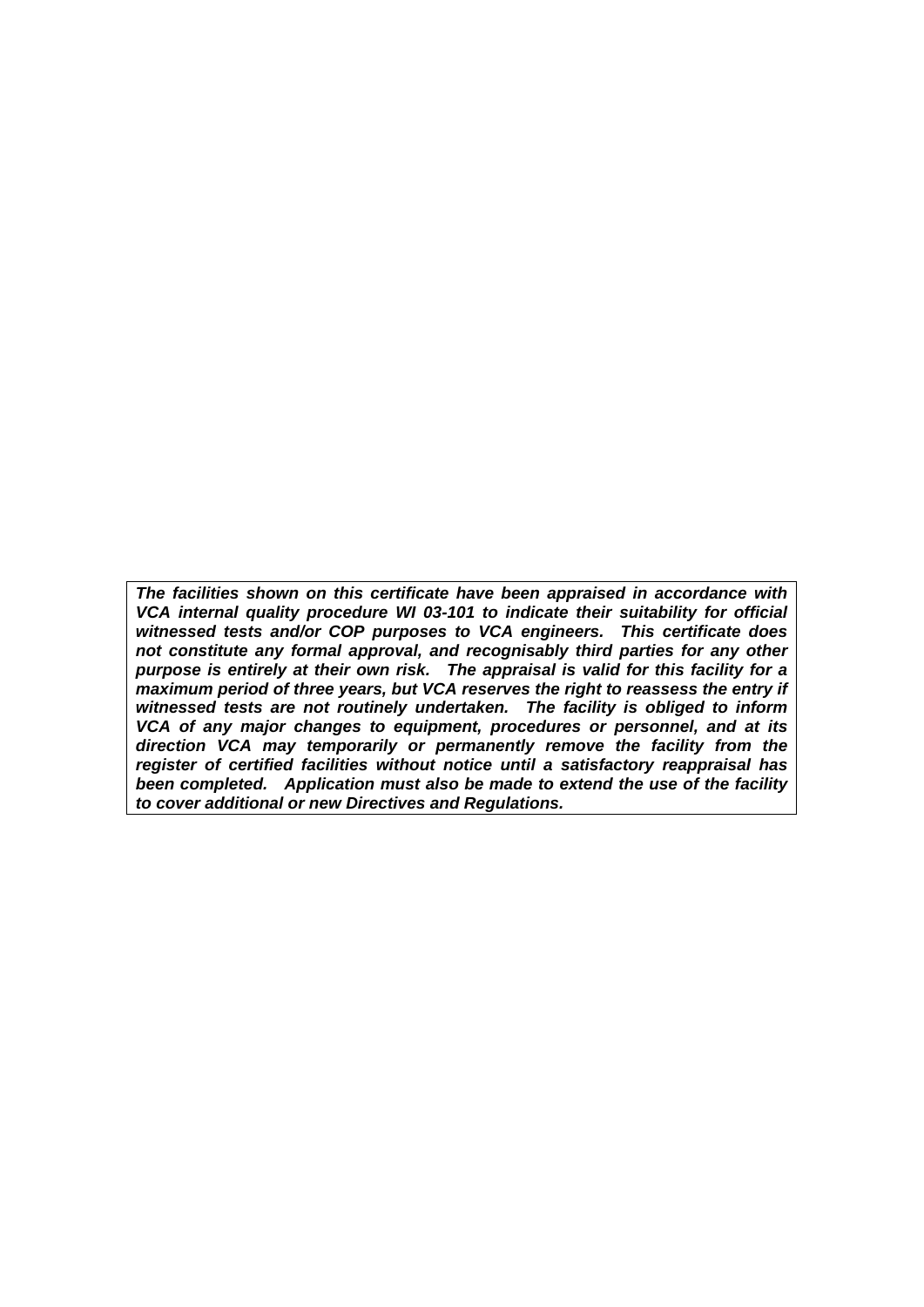***The facilities shown on this certificate have been appraised in accordance with VCA internal quality procedure WI 03-101 to indicate their suitability for official witnessed tests and/or COP purposes to VCA engineers. This certificate does not constitute any formal approval, and recognisably third parties for any other purpose is entirely at their own risk. The appraisal is valid for this facility for a maximum period of three years, but VCA reserves the right to reassess the entry if witnessed tests are not routinely undertaken. The facility is obliged to inform VCA of any major changes to equipment, procedures or personnel, and at its direction VCA may temporarily or permanently remove the facility from the register of certified facilities without notice until a satisfactory reappraisal has been completed. Application must also be made to extend the use of the facility to cover additional or new Directives and Regulations.***